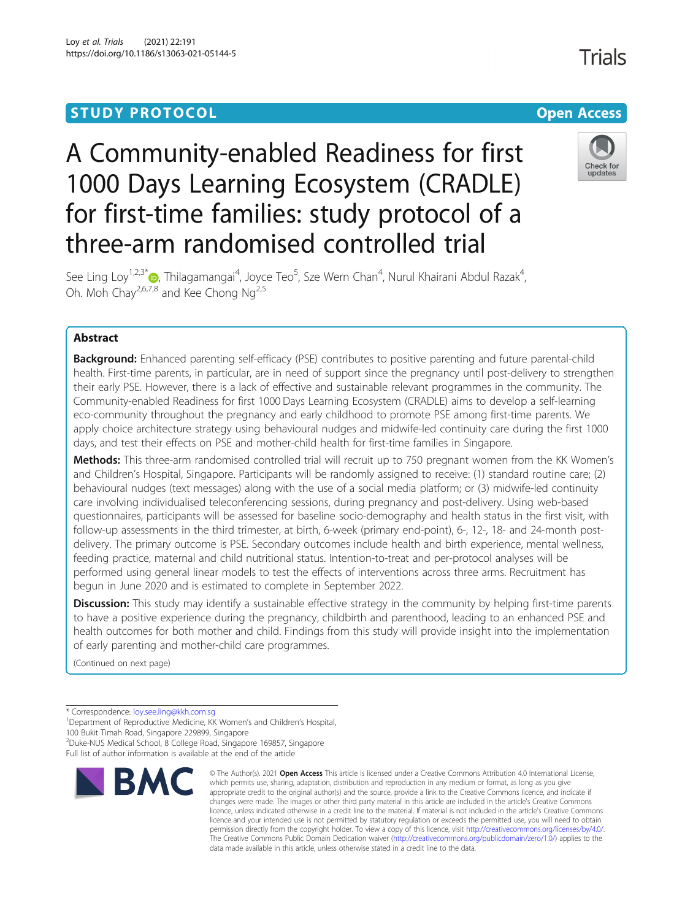STUDY PROTOCOL Open Access

# A Community-enabled Readiness for first 1000 Days Learning Ecosystem (CRADLE) for first-time families: study protocol of a three-arm randomised controlled trial

See Ling Loy[1,2,3*], Thilagamangai[4], Joyce Teo[5], Sze Wern Chan[4], Nurul Khairani Abdul Razak[4], Oh. Moh Chay[2,6,7,8] and Kee Chong Ng[2,5]

## Abstract

**Background:** Enhanced parenting self-efficacy (PSE) contributes to positive parenting and future parental-child health. First-time parents, in particular, are in need of support since the pregnancy until post-delivery to strengthen their early PSE. However, there is a lack of effective and sustainable relevant programmes in the community. The Community-enabled Readiness for first 1000 Days Learning Ecosystem (CRADLE) aims to develop a self-learning eco-community throughout the pregnancy and early childhood to promote PSE among first-time parents. We apply choice architecture strategy using behavioural nudges and midwife-led continuity care during the first 1000 days, and test their effects on PSE and mother-child health for first-time families in Singapore.

**Methods:** This three-arm randomised controlled trial will recruit up to 750 pregnant women from the KK Women's and Children's Hospital, Singapore. Participants will be randomly assigned to receive: (1) standard routine care; (2) behavioural nudges (text messages) along with the use of a social media platform; or (3) midwife-led continuity care involving individualised teleconferencing sessions, during pregnancy and post-delivery. Using web-based questionnaires, participants will be assessed for baseline socio-demography and health status in the first visit, with follow-up assessments in the third trimester, at birth, 6-week (primary end-point), 6-, 12-, 18- and 24-month post-delivery. The primary outcome is PSE. Secondary outcomes include health and birth experience, mental wellness, feeding practice, maternal and child nutritional status. Intention-to-treat and per-protocol analyses will be performed using general linear models to test the effects of interventions across three arms. Recruitment has begun in June 2020 and is estimated to complete in September 2022.

**Discussion:** This study may identify a sustainable effective strategy in the community by helping first-time parents to have a positive experience during the pregnancy, childbirth and parenthood, leading to an enhanced PSE and health outcomes for both mother and child. Findings from this study will provide insight into the implementation of early parenting and mother-child care programmes.

(Continued on next page)

---

\* Correspondence: loy.see.ling@kkh.com.sg

[1]Department of Reproductive Medicine, KK Women's and Children's Hospital, 100 Bukit Timah Road, Singapore 229899, Singapore

[2]Duke-NUS Medical School, 8 College Road, Singapore 169857, Singapore

Full list of author information is available at the end of the article

© The Author(s). 2021 **Open Access** This article is licensed under a Creative Commons Attribution 4.0 International License, which permits use, sharing, adaptation, distribution and reproduction in any medium or format, as long as you give appropriate credit to the original author(s) and the source, provide a link to the Creative Commons licence, and indicate if changes were made. The images or other third party material in this article are included in the article's Creative Commons licence, unless indicated otherwise in a credit line to the material. If material is not included in the article's Creative Commons licence and your intended use is not permitted by statutory regulation or exceeds the permitted use, you will need to obtain permission directly from the copyright holder. To view a copy of this licence, visit http://creativecommons.org/licenses/by/4.0/. The Creative Commons Public Domain Dedication waiver (http://creativecommons.org/publicdomain/zero/1.0/) applies to the data made available in this article, unless otherwise stated in a credit line to the data.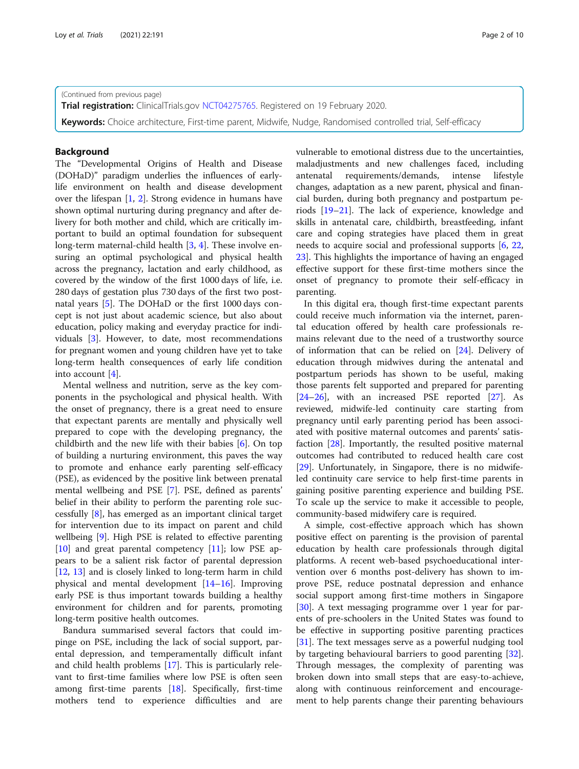(Continued from previous page)

**Trial registration:** ClinicalTrials.gov NCT04275765. Registered on 19 February 2020.

**Keywords:** Choice architecture, First-time parent, Midwife, Nudge, Randomised controlled trial, Self-efficacy

## Background

The "Developmental Origins of Health and Disease (DOHaD)" paradigm underlies the influences of early-life environment on health and disease development over the lifespan [1, 2]. Strong evidence in humans have shown optimal nurturing during pregnancy and after delivery for both mother and child, which are critically important to build an optimal foundation for subsequent long-term maternal-child health [3, 4]. These involve ensuring an optimal psychological and physical health across the pregnancy, lactation and early childhood, as covered by the window of the first 1000 days of life, i.e. 280 days of gestation plus 730 days of the first two postnatal years [5]. The DOHaD or the first 1000 days concept is not just about academic science, but also about education, policy making and everyday practice for individuals [3]. However, to date, most recommendations for pregnant women and young children have yet to take long-term health consequences of early life condition into account [4].

Mental wellness and nutrition, serve as the key components in the psychological and physical health. With the onset of pregnancy, there is a great need to ensure that expectant parents are mentally and physically well prepared to cope with the developing pregnancy, the childbirth and the new life with their babies [6]. On top of building a nurturing environment, this paves the way to promote and enhance early parenting self-efficacy (PSE), as evidenced by the positive link between prenatal mental wellbeing and PSE [7]. PSE, defined as parents' belief in their ability to perform the parenting role successfully [8], has emerged as an important clinical target for intervention due to its impact on parent and child wellbeing [9]. High PSE is related to effective parenting [10] and great parental competency [11]; low PSE appears to be a salient risk factor of parental depression [12, 13] and is closely linked to long-term harm in child physical and mental development [14–16]. Improving early PSE is thus important towards building a healthy environment for children and for parents, promoting long-term positive health outcomes.

Bandura summarised several factors that could impinge on PSE, including the lack of social support, parental depression, and temperamentally difficult infant and child health problems [17]. This is particularly relevant to first-time families where low PSE is often seen among first-time parents [18]. Specifically, first-time mothers tend to experience difficulties and are vulnerable to emotional distress due to the uncertainties, maladjustments and new challenges faced, including antenatal requirements/demands, intense lifestyle changes, adaptation as a new parent, physical and financial burden, during both pregnancy and postpartum periods [19–21]. The lack of experience, knowledge and skills in antenatal care, childbirth, breastfeeding, infant care and coping strategies have placed them in great needs to acquire social and professional supports [6, 22, 23]. This highlights the importance of having an engaged effective support for these first-time mothers since the onset of pregnancy to promote their self-efficacy in parenting.

In this digital era, though first-time expectant parents could receive much information via the internet, parental education offered by health care professionals remains relevant due to the need of a trustworthy source of information that can be relied on [24]. Delivery of education through midwives during the antenatal and postpartum periods has shown to be useful, making those parents felt supported and prepared for parenting [24–26], with an increased PSE reported [27]. As reviewed, midwife-led continuity care starting from pregnancy until early parenting period has been associated with positive maternal outcomes and parents' satisfaction [28]. Importantly, the resulted positive maternal outcomes had contributed to reduced health care cost [29]. Unfortunately, in Singapore, there is no midwife-led continuity care service to help first-time parents in gaining positive parenting experience and building PSE. To scale up the service to make it accessible to people, community-based midwifery care is required.

A simple, cost-effective approach which has shown positive effect on parenting is the provision of parental education by health care professionals through digital platforms. A recent web-based psychoeducational intervention over 6 months post-delivery has shown to improve PSE, reduce postnatal depression and enhance social support among first-time mothers in Singapore [30]. A text messaging programme over 1 year for parents of pre-schoolers in the United States was found to be effective in supporting positive parenting practices [31]. The text messages serve as a powerful nudging tool by targeting behavioural barriers to good parenting [32]. Through messages, the complexity of parenting was broken down into small steps that are easy-to-achieve, along with continuous reinforcement and encouragement to help parents change their parenting behaviours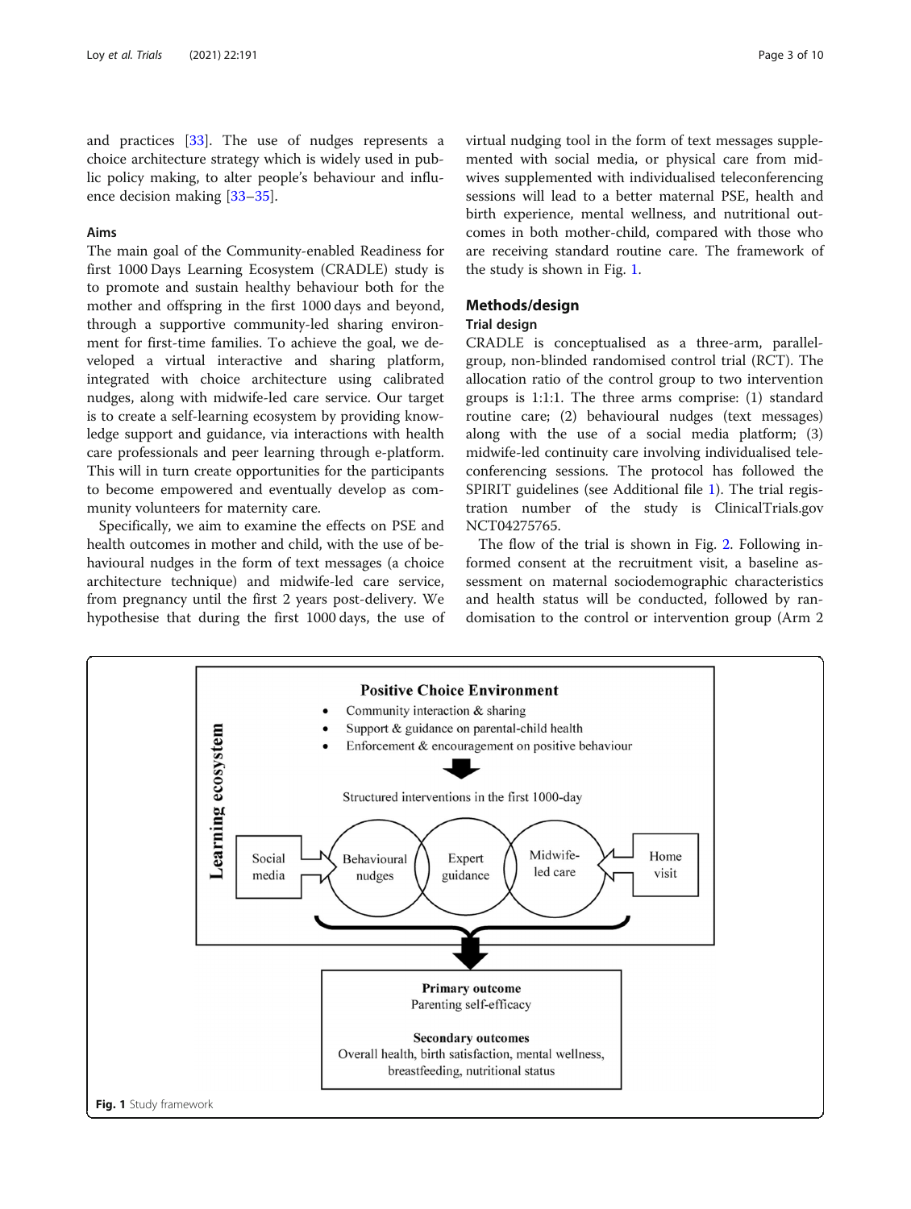and practices [33]. The use of nudges represents a choice architecture strategy which is widely used in public policy making, to alter people's behaviour and influence decision making [33–35].

## Aims

The main goal of the Community-enabled Readiness for first 1000 Days Learning Ecosystem (CRADLE) study is to promote and sustain healthy behaviour both for the mother and offspring in the first 1000 days and beyond, through a supportive community-led sharing environment for first-time families. To achieve the goal, we developed a virtual interactive and sharing platform, integrated with choice architecture using calibrated nudges, along with midwife-led care service. Our target is to create a self-learning ecosystem by providing knowledge support and guidance, via interactions with health care professionals and peer learning through e-platform. This will in turn create opportunities for the participants to become empowered and eventually develop as community volunteers for maternity care.

Specifically, we aim to examine the effects on PSE and health outcomes in mother and child, with the use of behaviour nudges in the form of text messages (a choice architecture technique) and midwife-led care service, from pregnancy until the first 2 years post-delivery. We hypothesise that during the first 1000 days, the use of virtual nudging tool in the form of text messages supplemented with social media, or physical care from midwives supplemented with individualised teleconferencing sessions will lead to a better maternal PSE, health and birth experience, mental wellness, and nutritional outcomes in both mother-child, compared with those who are receiving standard routine care. The framework of the study is shown in Fig. 1.

## Methods/design

### Trial design

CRADLE is conceptualised as a three-arm, parallel-group, non-blinded randomised control trial (RCT). The allocation ratio of the control group to two intervention groups is 1:1:1. The three arms comprise: (1) standard routine care; (2) behavioural nudges (text messages) along with the use of a social media platform; (3) midwife-led continuity care involving individualised teleconferencing sessions. The protocol has followed the SPIRIT guidelines (see Additional file 1). The trial registration number of the study is ClinicalTrials.gov NCT04275765.

The flow of the trial is shown in Fig. 2. Following informed consent at the recruitment visit, a baseline assessment on maternal sociodemographic characteristics and health status will be conducted, followed by randomisation to the control or intervention group (Arm 2

**Learning ecosystem**

**Positive Choice Environment**
- Community interaction & sharing
- Support & guidance on parental-child health
- Enforcement & encouragement on positive behaviour

Structured interventions in the first 1000-day

Social media → Behavioural nudges | Expert guidance | Midwife-led care ← Home visit

**Primary outcome**
Parenting self-efficacy

**Secondary outcomes**
Overall health, birth satisfaction, mental wellness, breastfeeding, nutritional status

**Fig. 1** Study framework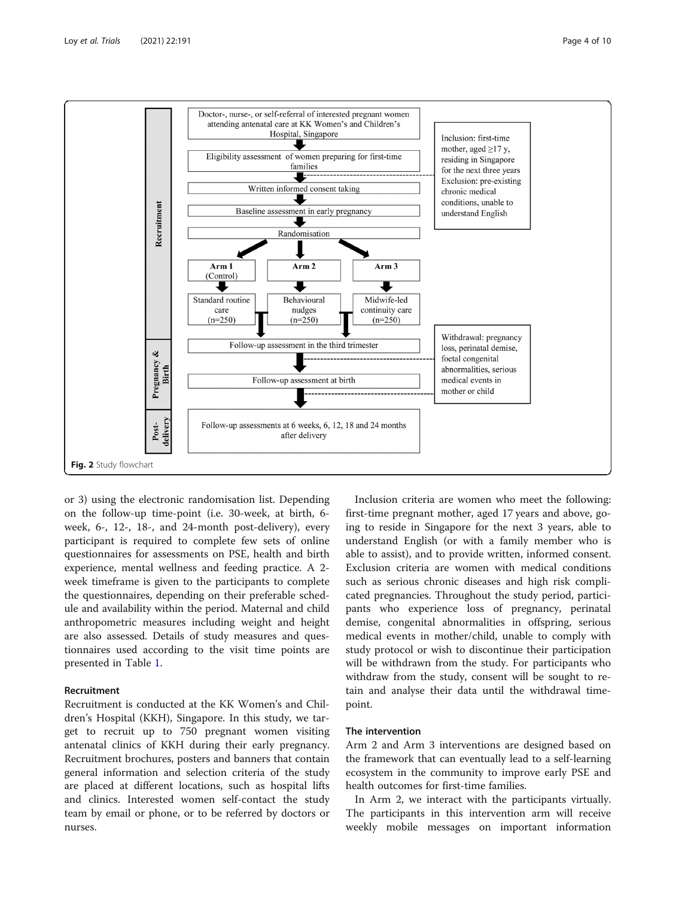Fig. 2 Study flowchart

or 3) using the electronic randomisation list. Depending on the follow-up time-point (i.e. 30-week, at birth, 6-week, 6-, 12-, 18-, and 24-month post-delivery), every participant is required to complete few sets of online questionnaires for assessments on PSE, health and birth experience, mental wellness and feeding practice. A 2-week timeframe is given to the participants to complete the questionnaires, depending on their preferable schedule and availability within the period. Maternal and child anthropometric measures including weight and height are also assessed. Details of study measures and questionnaires used according to the visit time points are presented in Table 1.

## Recruitment

Recruitment is conducted at the KK Women's and Children's Hospital (KKH), Singapore. In this study, we target to recruit up to 750 pregnant women visiting antenatal clinics of KKH during their early pregnancy. Recruitment brochures, posters and banners that contain general information and selection criteria of the study are placed at different locations, such as hospital lifts and clinics. Interested women self-contact the study team by email or phone, or to be referred by doctors or nurses.

Inclusion criteria are women who meet the following: first-time pregnant mother, aged 17 years and above, going to reside in Singapore for the next 3 years, able to understand English (or with a family member who is able to assist), and to provide written, informed consent. Exclusion criteria are women with medical conditions such as serious chronic diseases and high risk complicated pregnancies. Throughout the study period, participants who experience loss of pregnancy, perinatal demise, congenital abnormalities in offspring, serious medical events in mother/child, unable to comply with study protocol or wish to discontinue their participation will be withdrawn from the study. For participants who withdraw from the study, consent will be sought to retain and analyse their data until the withdrawal time-point.

## The intervention

Arm 2 and Arm 3 interventions are designed based on the framework that can eventually lead to a self-learning ecosystem in the community to improve early PSE and health outcomes for first-time families.

In Arm 2, we interact with the participants virtually. The participants in this intervention arm will receive weekly mobile messages on important information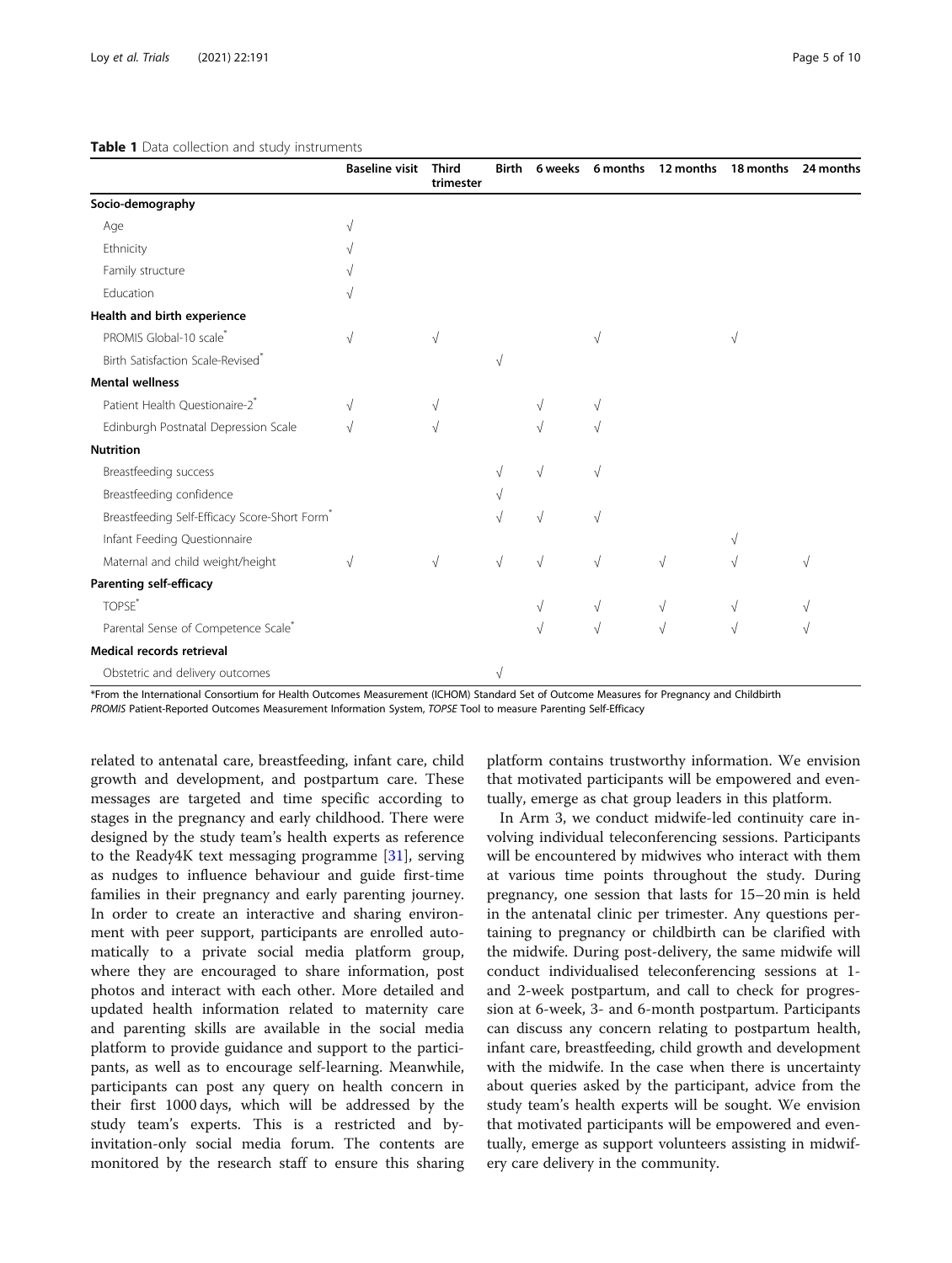**Table 1** Data collection and study instruments

| | Baseline visit | Third trimester | Birth | 6 weeks | 6 months | 12 months | 18 months | 24 months |
|---|---|---|---|---|---|---|---|---|
| **Socio-demography** | | | | | | | | |
| Age | √ | | | | | | | |
| Ethnicity | √ | | | | | | | |
| Family structure | √ | | | | | | | |
| Education | √ | | | | | | | |
| **Health and birth experience** | | | | | | | | |
| PROMIS Global-10 scale* | √ | √ | | | √ | | √ | |
| Birth Satisfaction Scale-Revised* | | | √ | | | | | |
| **Mental wellness** | | | | | | | | |
| Patient Health Questionaire-2* | √ | √ | | √ | √ | | | |
| Edinburgh Postnatal Depression Scale | √ | √ | | √ | √ | | | |
| **Nutrition** | | | | | | | | |
| Breastfeeding success | | | √ | √ | √ | | | |
| Breastfeeding confidence | | | √ | | | | | |
| Breastfeeding Self-Efficacy Score-Short Form* | | | √ | √ | √ | | | |
| Infant Feeding Questionnaire | | | | | | | √ | |
| Maternal and child weight/height | √ | √ | √ | √ | √ | √ | √ | √ |
| **Parenting self-efficacy** | | | | | | | | |
| TOPSE* | | | | √ | √ | √ | √ | √ |
| Parental Sense of Competence Scale* | | | | √ | √ | √ | √ | √ |
| **Medical records retrieval** | | | | | | | | |
| Obstetric and delivery outcomes | | | √ | | | | | |

*From the International Consortium for Health Outcomes Measurement (ICHOM) Standard Set of Outcome Measures for Pregnancy and Childbirth
*PROMIS* Patient-Reported Outcomes Measurement Information System, *TOPSE* Tool to measure Parenting Self-Efficacy

related to antenatal care, breastfeeding, infant care, child growth and development, and postpartum care. These messages are targeted and time specific according to stages in the pregnancy and early childhood. There were designed by the study team's health experts as reference to the Ready4K text messaging programme [31], serving as nudges to influence behaviour and guide first-time families in their pregnancy and early parenting journey. In order to create an interactive and sharing environment with peer support, participants are enrolled automatically to a private social media platform group, where they are encouraged to share information, post photos and interact with each other. More detailed and updated health information related to maternity care and parenting skills are available in the social media platform to provide guidance and support to the participants, as well as to encourage self-learning. Meanwhile, participants can post any query on health concern in their first 1000 days, which will be addressed by the study team's experts. This is a restricted and by-invitation-only social media forum. The contents are monitored by the research staff to ensure this sharing platform contains trustworthy information. We envision that motivated participants will be empowered and eventually, emerge as chat group leaders in this platform.

In Arm 3, we conduct midwife-led continuity care involving individual teleconferencing sessions. Participants will be encountered by midwives who interact with them at various time points throughout the study. During pregnancy, one session that lasts for 15–20 min is held in the antenatal clinic per trimester. Any questions pertaining to pregnancy or childbirth can be clarified with the midwife. During post-delivery, the same midwife will conduct individualised teleconferencing sessions at 1- and 2-week postpartum, and call to check for progression at 6-week, 3- and 6-month postpartum. Participants can discuss any concern relating to postpartum health, infant care, breastfeeding, child growth and development with the midwife. In the case when there is uncertainty about queries asked by the participant, advice from the study team's health experts will be sought. We envision that motivated participants will be empowered and eventually, emerge as support volunteers assisting in midwifery care delivery in the community.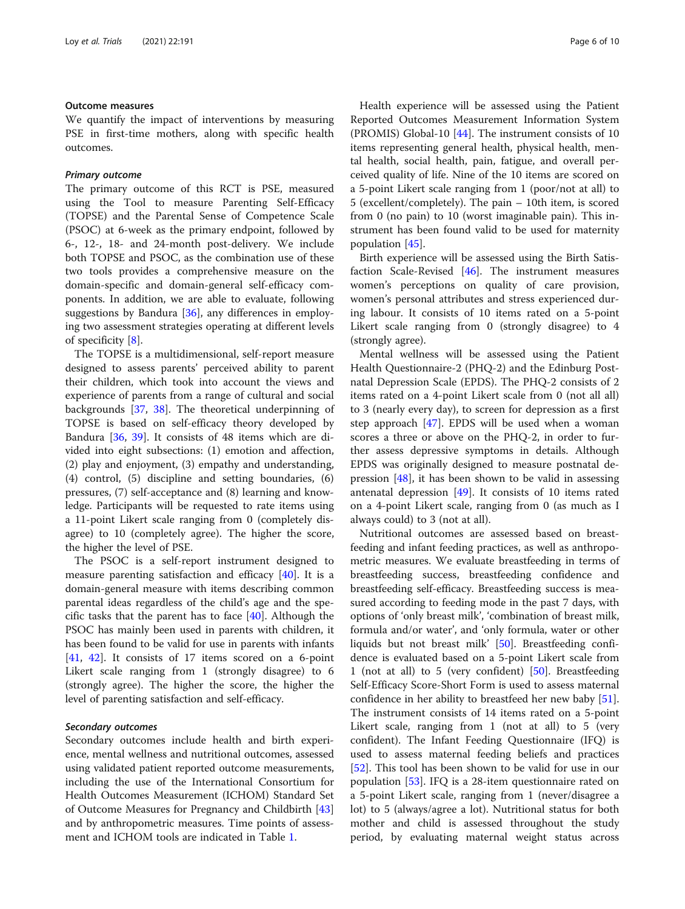### Outcome measures

We quantify the impact of interventions by measuring PSE in first-time mothers, along with specific health outcomes.

#### *Primary outcome*

The primary outcome of this RCT is PSE, measured using the Tool to measure Parenting Self-Efficacy (TOPSE) and the Parental Sense of Competence Scale (PSOC) at 6-week as the primary endpoint, followed by 6-, 12-, 18- and 24-month post-delivery. We include both TOPSE and PSOC, as the combination use of these two tools provides a comprehensive measure on the domain-specific and domain-general self-efficacy components. In addition, we are able to evaluate, following suggestions by Bandura [36], any differences in employing two assessment strategies operating at different levels of specificity [8].

The TOPSE is a multidimensional, self-report measure designed to assess parents' perceived ability to parent their children, which took into account the views and experience of parents from a range of cultural and social backgrounds [37, 38]. The theoretical underpinning of TOPSE is based on self-efficacy theory developed by Bandura [36, 39]. It consists of 48 items which are divided into eight subsections: (1) emotion and affection, (2) play and enjoyment, (3) empathy and understanding, (4) control, (5) discipline and setting boundaries, (6) pressures, (7) self-acceptance and (8) learning and knowledge. Participants will be requested to rate items using a 11-point Likert scale ranging from 0 (completely disagree) to 10 (completely agree). The higher the score, the higher the level of PSE.

The PSOC is a self-report instrument designed to measure parenting satisfaction and efficacy [40]. It is a domain-general measure with items describing common parental ideas regardless of the child's age and the specific tasks that the parent has to face [40]. Although the PSOC has mainly been used in parents with children, it has been found to be valid for use in parents with infants [41, 42]. It consists of 17 items scored on a 6-point Likert scale ranging from 1 (strongly disagree) to 6 (strongly agree). The higher the score, the higher the level of parenting satisfaction and self-efficacy.

#### *Secondary outcomes*

Secondary outcomes include health and birth experience, mental wellness and nutritional outcomes, assessed using validated patient reported outcome measurements, including the use of the International Consortium for Health Outcomes Measurement (ICHOM) Standard Set of Outcome Measures for Pregnancy and Childbirth [43] and by anthropometric measures. Time points of assessment and ICHOM tools are indicated in Table 1.

Health experience will be assessed using the Patient Reported Outcomes Measurement Information System (PROMIS) Global-10 [44]. The instrument consists of 10 items representing general health, physical health, mental health, social health, pain, fatigue, and overall perceived quality of life. Nine of the 10 items are scored on a 5-point Likert scale ranging from 1 (poor/not at all) to 5 (excellent/completely). The pain – 10th item, is scored from 0 (no pain) to 10 (worst imaginable pain). This instrument has been found valid to be used for maternity population [45].

Birth experience will be assessed using the Birth Satisfaction Scale-Revised [46]. The instrument measures women's perceptions on quality of care provision, women's personal attributes and stress experienced during labour. It consists of 10 items rated on a 5-point Likert scale ranging from 0 (strongly disagree) to 4 (strongly agree).

Mental wellness will be assessed using the Patient Health Questionnaire-2 (PHQ-2) and the Edinburg Postnatal Depression Scale (EPDS). The PHQ-2 consists of 2 items rated on a 4-point Likert scale from 0 (not all all) to 3 (nearly every day), to screen for depression as a first step approach [47]. EPDS will be used when a woman scores a three or above on the PHQ-2, in order to further assess depressive symptoms in details. Although EPDS was originally designed to measure postnatal depression [48], it has been shown to be valid in assessing antenatal depression [49]. It consists of 10 items rated on a 4-point Likert scale, ranging from 0 (as much as I always could) to 3 (not at all).

Nutritional outcomes are assessed based on breastfeeding and infant feeding practices, as well as anthropometric measures. We evaluate breastfeeding in terms of breastfeeding success, breastfeeding confidence and breastfeeding self-efficacy. Breastfeeding success is measured according to feeding mode in the past 7 days, with options of 'only breast milk', 'combination of breast milk, formula and/or water', and 'only formula, water or other liquids but not breast milk' [50]. Breastfeeding confidence is evaluated based on a 5-point Likert scale from 1 (not at all) to 5 (very confident) [50]. Breastfeeding Self-Efficacy Score-Short Form is used to assess maternal confidence in her ability to breastfeed her new baby [51]. The instrument consists of 14 items rated on a 5-point Likert scale, ranging from 1 (not at all) to 5 (very confident). The Infant Feeding Questionnaire (IFQ) is used to assess maternal feeding beliefs and practices [52]. This tool has been shown to be valid for use in our population [53]. IFQ is a 28-item questionnaire rated on a 5-point Likert scale, ranging from 1 (never/disagree a lot) to 5 (always/agree a lot). Nutritional status for both mother and child is assessed throughout the study period, by evaluating maternal weight status across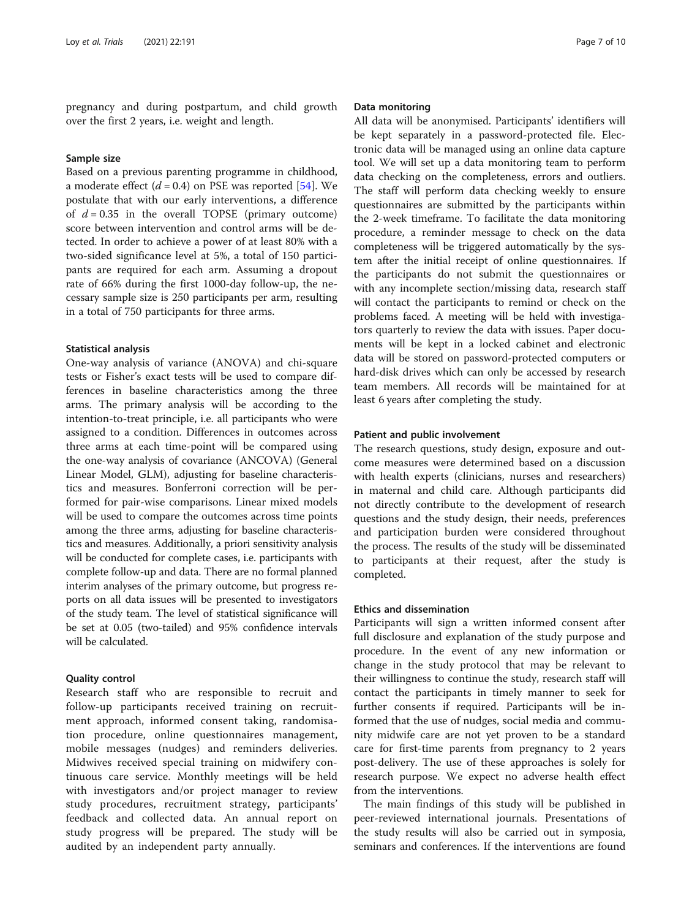pregnancy and during postpartum, and child growth over the first 2 years, i.e. weight and length.

### Sample size

Based on a previous parenting programme in childhood, a moderate effect ($d = 0.4$) on PSE was reported [54]. We postulate that with our early interventions, a difference of $d = 0.35$ in the overall TOPSE (primary outcome) score between intervention and control arms will be detected. In order to achieve a power of at least 80% with a two-sided significance level at 5%, a total of 150 participants are required for each arm. Assuming a dropout rate of 66% during the first 1000-day follow-up, the necessary sample size is 250 participants per arm, resulting in a total of 750 participants for three arms.

### Statistical analysis

One-way analysis of variance (ANOVA) and chi-square tests or Fisher's exact tests will be used to compare differences in baseline characteristics among the three arms. The primary analysis will be according to the intention-to-treat principle, i.e. all participants who were assigned to a condition. Differences in outcomes across three arms at each time-point will be compared using the one-way analysis of covariance (ANCOVA) (General Linear Model, GLM), adjusting for baseline characteristics and measures. Bonferroni correction will be performed for pair-wise comparisons. Linear mixed models will be used to compare the outcomes across time points among the three arms, adjusting for baseline characteristics and measures. Additionally, a priori sensitivity analysis will be conducted for complete cases, i.e. participants with complete follow-up and data. There are no formal planned interim analyses of the primary outcome, but progress reports on all data issues will be presented to investigators of the study team. The level of statistical significance will be set at 0.05 (two-tailed) and 95% confidence intervals will be calculated.

### Quality control

Research staff who are responsible to recruit and follow-up participants received training on recruitment approach, informed consent taking, randomisation procedure, online questionnaires management, mobile messages (nudges) and reminders deliveries. Midwives received special training on midwifery continuous care service. Monthly meetings will be held with investigators and/or project manager to review study procedures, recruitment strategy, participants' feedback and collected data. An annual report on study progress will be prepared. The study will be audited by an independent party annually.

### Data monitoring

All data will be anonymised. Participants' identifiers will be kept separately in a password-protected file. Electronic data will be managed using an online data capture tool. We will set up a data monitoring team to perform data checking on the completeness, errors and outliers. The staff will perform data checking weekly to ensure questionnaires are submitted by the participants within the 2-week timeframe. To facilitate the data monitoring procedure, a reminder message to check on the data completeness will be triggered automatically by the system after the initial receipt of online questionnaires. If the participants do not submit the questionnaires or with any incomplete section/missing data, research staff will contact the participants to remind or check on the problems faced. A meeting will be held with investigators quarterly to review the data with issues. Paper documents will be kept in a locked cabinet and electronic data will be stored on password-protected computers or hard-disk drives which can only be accessed by research team members. All records will be maintained for at least 6 years after completing the study.

### Patient and public involvement

The research questions, study design, exposure and outcome measures were determined based on a discussion with health experts (clinicians, nurses and researchers) in maternal and child care. Although participants did not directly contribute to the development of research questions and the study design, their needs, preferences and participation burden were considered throughout the process. The results of the study will be disseminated to participants at their request, after the study is completed.

### Ethics and dissemination

Participants will sign a written informed consent after full disclosure and explanation of the study purpose and procedure. In the event of any new information or change in the study protocol that may be relevant to their willingness to continue the study, research staff will contact the participants in timely manner to seek for further consents if required. Participants will be informed that the use of nudges, social media and community midwife care are not yet proven to be a standard care for first-time parents from pregnancy to 2 years post-delivery. The use of these approaches is solely for research purpose. We expect no adverse health effect from the interventions.

The main findings of this study will be published in peer-reviewed international journals. Presentations of the study results will also be carried out in symposia, seminars and conferences. If the interventions are found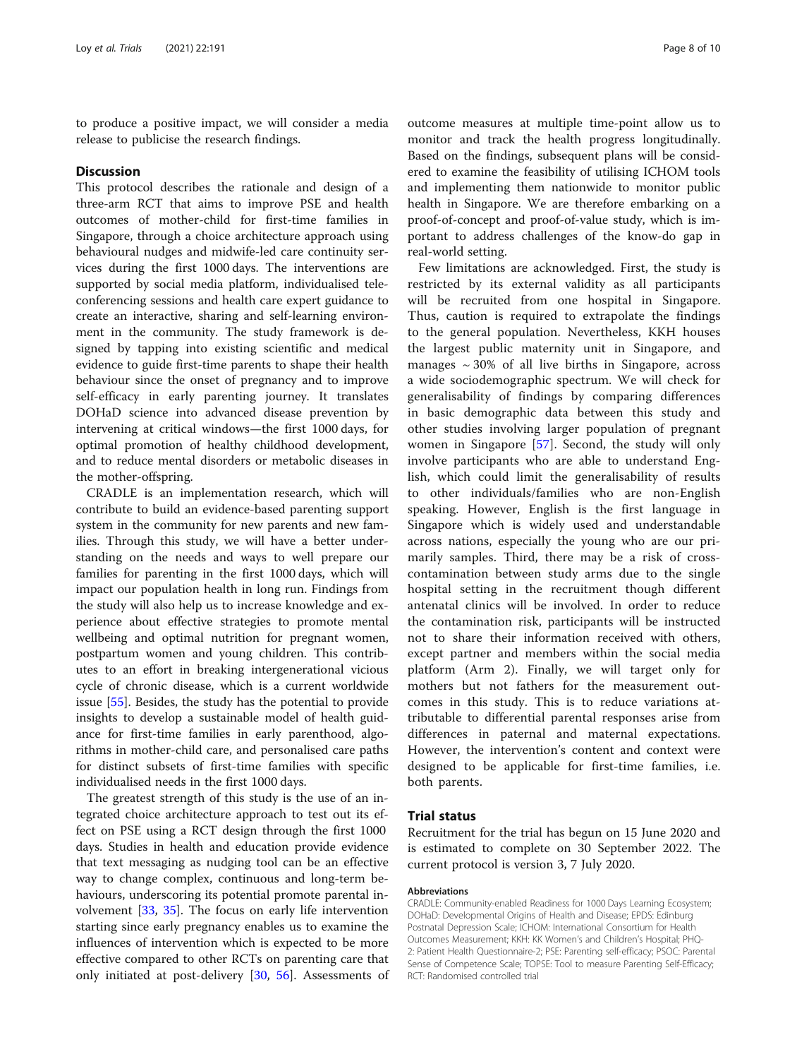to produce a positive impact, we will consider a media release to publicise the research findings.

## Discussion

This protocol describes the rationale and design of a three-arm RCT that aims to improve PSE and health outcomes of mother-child for first-time families in Singapore, through a choice architecture approach using behavioural nudges and midwife-led care continuity services during the first 1000 days. The interventions are supported by social media platform, individualised teleconferencing sessions and health care expert guidance to create an interactive, sharing and self-learning environment in the community. The study framework is designed by tapping into existing scientific and medical evidence to guide first-time parents to shape their health behaviour since the onset of pregnancy and to improve self-efficacy in early parenting journey. It translates DOHaD science into advanced disease prevention by intervening at critical windows—the first 1000 days, for optimal promotion of healthy childhood development, and to reduce mental disorders or metabolic diseases in the mother-offspring.

CRADLE is an implementation research, which will contribute to build an evidence-based parenting support system in the community for new parents and new families. Through this study, we will have a better understanding on the needs and ways to well prepare our families for parenting in the first 1000 days, which will impact our population health in long run. Findings from the study will also help us to increase knowledge and experience about effective strategies to promote mental wellbeing and optimal nutrition for pregnant women, postpartum women and young children. This contributes to an effort in breaking intergenerational vicious cycle of chronic disease, which is a current worldwide issue [55]. Besides, the study has the potential to provide insights to develop a sustainable model of health guidance for first-time families in early parenthood, algorithms in mother-child care, and personalised care paths for distinct subsets of first-time families with specific individualised needs in the first 1000 days.

The greatest strength of this study is the use of an integrated choice architecture approach to test out its effect on PSE using a RCT design through the first 1000 days. Studies in health and education provide evidence that text messaging as nudging tool can be an effective way to change complex, continuous and long-term behaviours, underscoring its potential promote parental involvement [33, 35]. The focus on early life intervention starting since early pregnancy enables us to examine the influences of intervention which is expected to be more effective compared to other RCTs on parenting care that only initiated at post-delivery [30, 56]. Assessments of outcome measures at multiple time-point allow us to monitor and track the health progress longitudinally. Based on the findings, subsequent plans will be considered to examine the feasibility of utilising ICHOM tools and implementing them nationwide to monitor public health in Singapore. We are therefore embarking on a proof-of-concept and proof-of-value study, which is important to address challenges of the know-do gap in real-world setting.

Few limitations are acknowledged. First, the study is restricted by its external validity as all participants will be recruited from one hospital in Singapore. Thus, caution is required to extrapolate the findings to the general population. Nevertheless, KKH houses the largest public maternity unit in Singapore, and manages ~ 30% of all live births in Singapore, across a wide sociodemographic spectrum. We will check for generalisability of findings by comparing differences in basic demographic data between this study and other studies involving larger population of pregnant women in Singapore [57]. Second, the study will only involve participants who are able to understand English, which could limit the generalisability of results to other individuals/families who are non-English speaking. However, English is the first language in Singapore which is widely used and understandable across nations, especially the young who are our primarily samples. Third, there may be a risk of cross-contamination between study arms due to the single hospital setting in the recruitment though different antenatal clinics will be involved. In order to reduce the contamination risk, participants will be instructed not to share their information received with others, except partner and members within the social media platform (Arm 2). Finally, we will target only for mothers but not fathers for the measurement outcomes in this study. This is to reduce variations attributable to differential parental responses arise from differences in paternal and maternal expectations. However, the intervention's content and context were designed to be applicable for first-time families, i.e. both parents.

## Trial status

Recruitment for the trial has begun on 15 June 2020 and is estimated to complete on 30 September 2022. The current protocol is version 3, 7 July 2020.

#### Abbreviations

CRADLE: Community-enabled Readiness for 1000 Days Learning Ecosystem; DOHaD: Developmental Origins of Health and Disease; EPDS: Edinburg Postnatal Depression Scale; ICHOM: International Consortium for Health Outcomes Measurement; KKH: KK Women's and Children's Hospital; PHQ-2: Patient Health Questionnaire-2; PSE: Parenting self-efficacy; PSOC: Parental Sense of Competence Scale; TOPSE: Tool to measure Parenting Self-Efficacy; RCT: Randomised controlled trial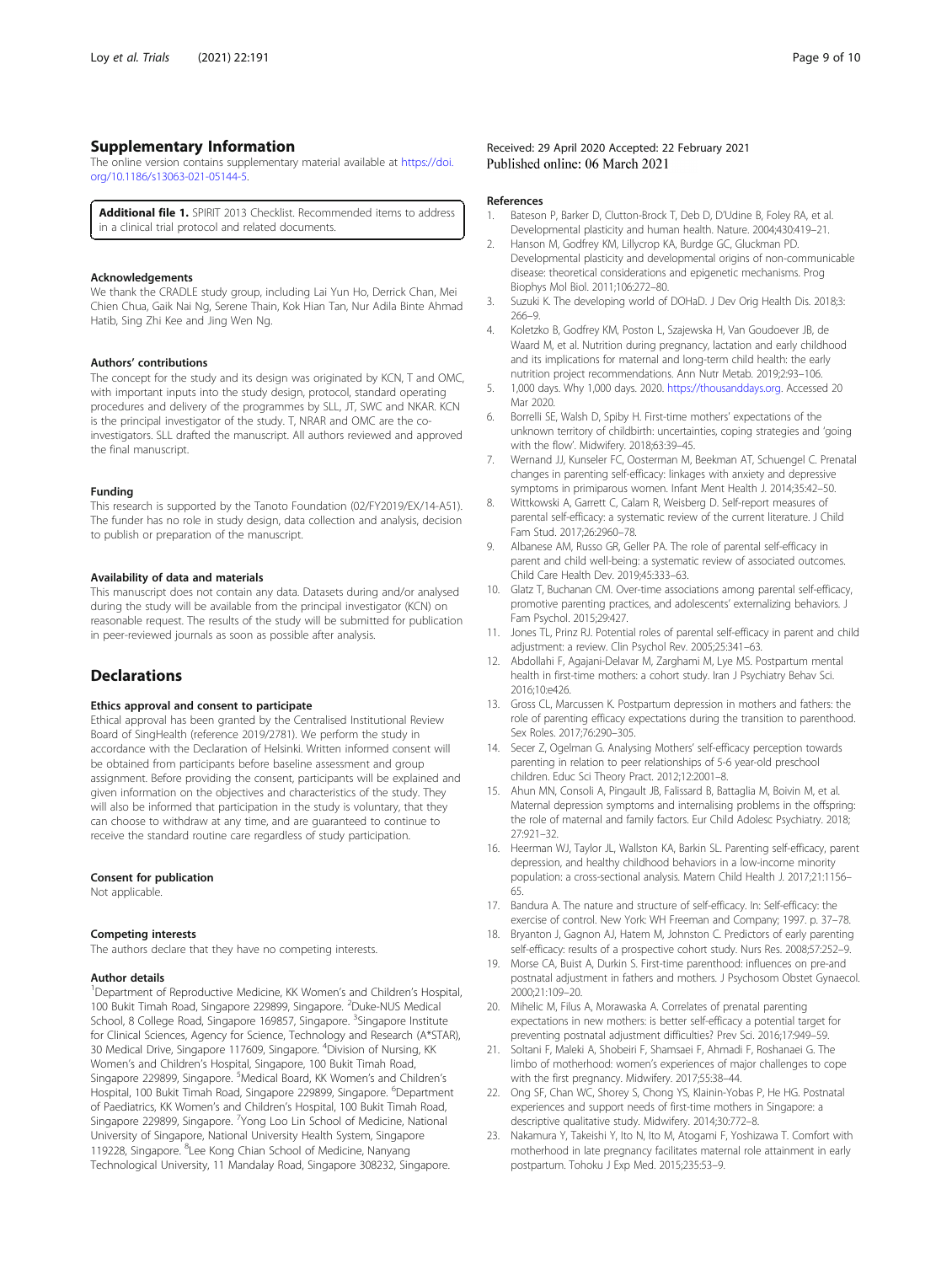## Supplementary Information

The online version contains supplementary material available at https://doi.org/10.1186/s13063-021-05144-5.

**Additional file 1.** SPIRIT 2013 Checklist. Recommended items to address in a clinical trial protocol and related documents.

### Acknowledgements

We thank the CRADLE study group, including Lai Yun Ho, Derrick Chan, Mei Chien Chua, Gaik Nai Ng, Serene Thain, Kok Hian Tan, Nur Adila Binte Ahmad Hatib, Sing Zhi Kee and Jing Wen Ng.

### Authors' contributions

The concept for the study and its design was originated by KCN, T and OMC, with important inputs into the study design, protocol, standard operating procedures and delivery of the programmes by SLL, JT, SWC and NKAR. KCN is the principal investigator of the study. T, NRAR and OMC are the co-investigators. SLL drafted the manuscript. All authors reviewed and approved the final manuscript.

### Funding

This research is supported by the Tanoto Foundation (02/FY2019/EX/14-A51). The funder has no role in study design, data collection and analysis, decision to publish or preparation of the manuscript.

### Availability of data and materials

This manuscript does not contain any data. Datasets during and/or analysed during the study will be available from the principal investigator (KCN) on reasonable request. The results of the study will be submitted for publication in peer-reviewed journals as soon as possible after analysis.

## Declarations

### Ethics approval and consent to participate

Ethical approval has been granted by the Centralised Institutional Review Board of SingHealth (reference 2019/2781). We perform the study in accordance with the Declaration of Helsinki. Written informed consent will be obtained from participants before baseline assessment and group assignment. Before providing the consent, participants will be explained and given information on the objectives and characteristics of the study. They will also be informed that participation in the study is voluntary, that they can choose to withdraw at any time, and are guaranteed to continue to receive the standard routine care regardless of study participation.

### Consent for publication

Not applicable.

### Competing interests

The authors declare that they have no competing interests.

### Author details

[1]Department of Reproductive Medicine, KK Women's and Children's Hospital, 100 Bukit Timah Road, Singapore 229899, Singapore. [2]Duke-NUS Medical School, 8 College Road, Singapore 169857, Singapore. [3]Singapore Institute for Clinical Sciences, Agency for Science, Technology and Research (A*STAR), 30 Medical Drive, Singapore 117609, Singapore. [4]Division of Nursing, KK Women's and Children's Hospital, Singapore, 100 Bukit Timah Road, Singapore 229899, Singapore. [5]Medical Board, KK Women's and Children's Hospital, 100 Bukit Timah Road, Singapore 229899, Singapore. [6]Department of Paediatrics, KK Women's and Children's Hospital, 100 Bukit Timah Road, Singapore 229899, Singapore. [7]Yong Loo Lin School of Medicine, National University of Singapore, National University Health System, Singapore 119228, Singapore. [8]Lee Kong Chian School of Medicine, Nanyang Technological University, 11 Mandalay Road, Singapore 308232, Singapore.

Received: 29 April 2020 Accepted: 22 February 2021
Published online: 06 March 2021

### References

1. Bateson P, Barker D, Clutton-Brock T, Deb D, D'Udine B, Foley RA, et al. Developmental plasticity and human health. Nature. 2004;430:419–21.
2. Hanson M, Godfrey KM, Lillycrop KA, Burdge GC, Gluckman PD. Developmental plasticity and developmental origins of non-communicable disease: theoretical considerations and epigenetic mechanisms. Prog Biophys Mol Biol. 2011;106:272–80.
3. Suzuki K. The developing world of DOHaD. J Dev Orig Health Dis. 2018;3:266–9.
4. Koletzko B, Godfrey KM, Poston L, Szajewska H, Van Goudoever JB, de Waard M, et al. Nutrition during pregnancy, lactation and early childhood and its implications for maternal and long-term child health: the early nutrition project recommendations. Ann Nutr Metab. 2019;2:93–106.
5. 1,000 days. Why 1,000 days. 2020. https://thousanddays.org. Accessed 20 Mar 2020.
6. Borrelli SE, Walsh D, Spiby H. First-time mothers' expectations of the unknown territory of childbirth: uncertainties, coping strategies and 'going with the flow'. Midwifery. 2018;63:39–45.
7. Wernand JJ, Kunseler FC, Oosterman M, Beekman AT, Schuengel C. Prenatal changes in parenting self-efficacy: linkages with anxiety and depressive symptoms in primiparous women. Infant Ment Health J. 2014;35:42–50.
8. Wittkowski A, Garrett C, Calam R, Weisberg D. Self-report measures of parental self-efficacy: a systematic review of the current literature. J Child Fam Stud. 2017;26:2960–78.
9. Albanese AM, Russo GR, Geller PA. The role of parental self-efficacy in parent and child well-being: a systematic review of associated outcomes. Child Care Health Dev. 2019;45:333–63.
10. Glatz T, Buchanan CM. Over-time associations among parental self-efficacy, promotive parenting practices, and adolescents' externalizing behaviors. J Fam Psychol. 2015;29:427.
11. Jones TL, Prinz RJ. Potential roles of parental self-efficacy in parent and child adjustment: a review. Clin Psychol Rev. 2005;25:341–63.
12. Abdollahi F, Agajani-Delavar M, Zarghami M, Lye MS. Postpartum mental health in first-time mothers: a cohort study. Iran J Psychiatry Behav Sci. 2016;10:e426.
13. Gross CL, Marcussen K. Postpartum depression in mothers and fathers: the role of parenting efficacy expectations during the transition to parenthood. Sex Roles. 2017;76:290–305.
14. Secer Z, Ogelman G. Analysing Mothers' self-efficacy perception towards parenting in relation to peer relationships of 5-6 year-old preschool children. Educ Sci Theory Pract. 2012;12:2001–8.
15. Ahun MN, Consoli A, Pingault JB, Falissard B, Battaglia M, Boivin M, et al. Maternal depression symptoms and internalising problems in the offspring: the role of maternal and family factors. Eur Child Adolesc Psychiatry. 2018;27:921–32.
16. Heerman WJ, Taylor JL, Wallston KA, Barkin SL. Parenting self-efficacy, parent depression, and healthy childhood behaviors in a low-income minority population: a cross-sectional analysis. Matern Child Health J. 2017;21:1156–65.
17. Bandura A. The nature and structure of self-efficacy. In: Self-efficacy: the exercise of control. New York: WH Freeman and Company; 1997. p. 37–78.
18. Bryanton J, Gagnon AJ, Hatem M, Johnston C. Predictors of early parenting self-efficacy: results of a prospective cohort study. Nurs Res. 2008;57:252–9.
19. Morse CA, Buist A, Durkin S. First-time parenthood: influences on pre-and postnatal adjustment in fathers and mothers. J Psychosom Obstet Gynaecol. 2000;21:109–20.
20. Mihelic M, Filus A, Morawaska A. Correlates of prenatal parenting expectations in new mothers: is better self-efficacy a potential target for preventing postnatal adjustment difficulties? Prev Sci. 2016;17:949–59.
21. Soltani F, Maleki A, Shobeiri F, Shamsaei F, Ahmadi F, Roshanaei G. The limbo of motherhood: women's experiences of major challenges to cope with the first pregnancy. Midwifery. 2017;55:38–44.
22. Ong SF, Chan WC, Shorey S, Chong YS, Klainin-Yobas P, He HG. Postnatal experiences and support needs of first-time mothers in Singapore: a descriptive qualitative study. Midwifery. 2014;30:772–8.
23. Nakamura Y, Takeishi Y, Ito N, Ito M, Atogami F, Yoshizawa T. Comfort with motherhood in late pregnancy facilitates maternal role attainment in early postpartum. Tohoku J Exp Med. 2015;235:53–9.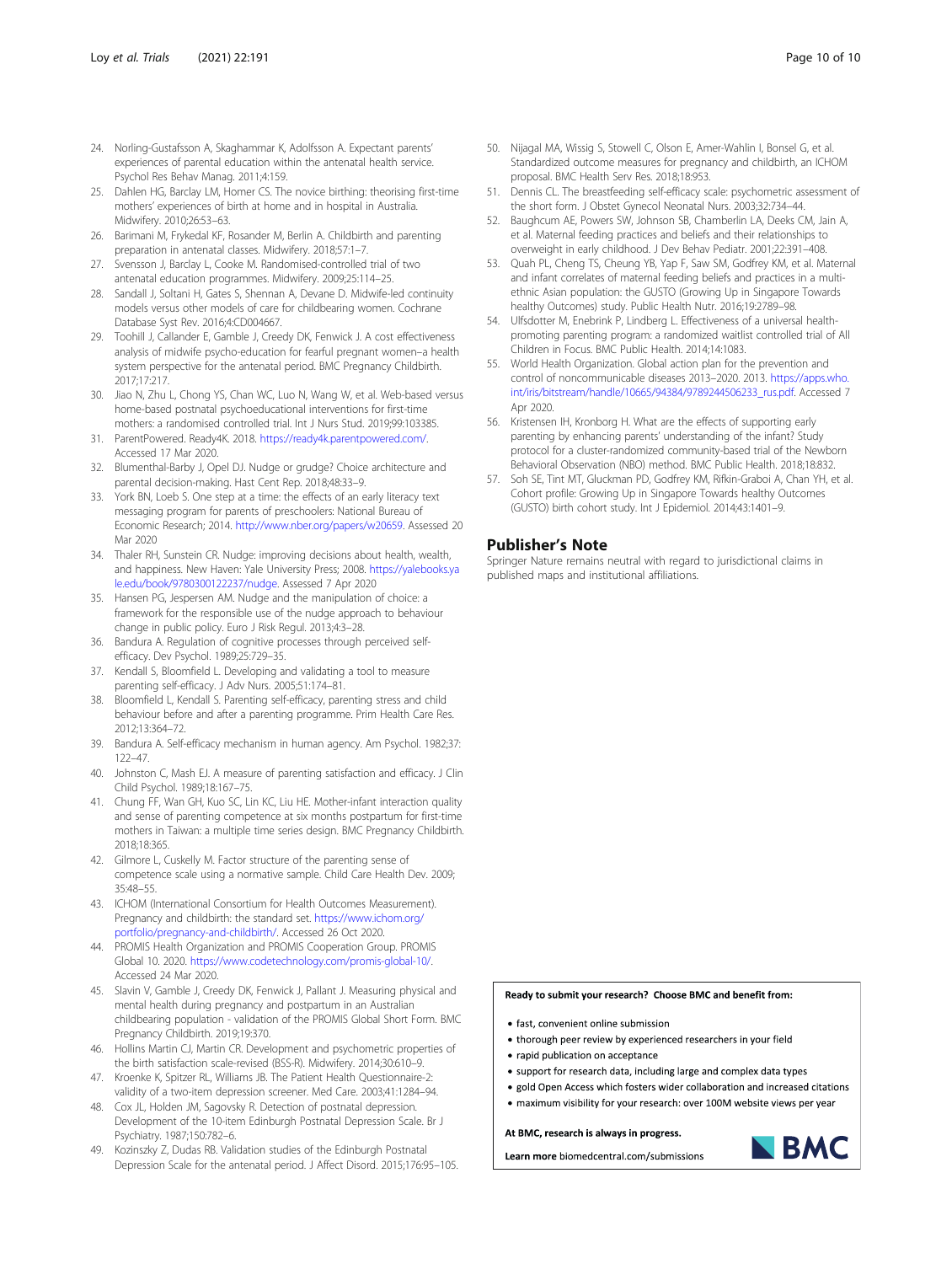24. Norling-Gustafsson A, Skaghammar K, Adolfsson A. Expectant parents' experiences of parental education within the antenatal health service. Psychol Res Behav Manag. 2011;4:159.
25. Dahlen HG, Barclay LM, Homer CS. The novice birthing: theorising first-time mothers' experiences of birth at home and in hospital in Australia. Midwifery. 2010;26:53–63.
26. Barimani M, Frykedal KF, Rosander M, Berlin A. Childbirth and parenting preparation in antenatal classes. Midwifery. 2018;57:1–7.
27. Svensson J, Barclay L, Cooke M. Randomised-controlled trial of two antenatal education programmes. Midwifery. 2009;25:114–25.
28. Sandall J, Soltani H, Gates S, Shennan A, Devane D. Midwife-led continuity models versus other models of care for childbearing women. Cochrane Database Syst Rev. 2016;4:CD004667.
29. Toohill J, Callander E, Gamble J, Creedy DK, Fenwick J. A cost effectiveness analysis of midwife psycho-education for fearful pregnant women–a health system perspective for the antenatal period. BMC Pregnancy Childbirth. 2017;17:217.
30. Jiao N, Zhu L, Chong YS, Chan WC, Luo N, Wang W, et al. Web-based versus home-based postnatal psychoeducational interventions for first-time mothers: a randomised controlled trial. Int J Nurs Stud. 2019;99:103385.
31. ParentPowered. Ready4K. 2018. https://ready4k.parentpowered.com/. Accessed 17 Mar 2020.
32. Blumenthal-Barby J, Opel DJ. Nudge or grudge? Choice architecture and parental decision-making. Hast Cent Rep. 2018;48:33–9.
33. York BN, Loeb S. One step at a time: the effects of an early literacy text messaging program for parents of preschoolers: National Bureau of Economic Research; 2014. http://www.nber.org/papers/w20659. Assessed 20 Mar 2020
34. Thaler RH, Sunstein CR. Nudge: improving decisions about health, wealth, and happiness. New Haven: Yale University Press; 2008. https://yalebooks.yale.edu/book/9780300122237/nudge. Assessed 7 Apr 2020
35. Hansen PG, Jespersen AM. Nudge and the manipulation of choice: a framework for the responsible use of the nudge approach to behaviour change in public policy. Euro J Risk Regul. 2013;4:3–28.
36. Bandura A. Regulation of cognitive processes through perceived self-efficacy. Dev Psychol. 1989;25:729–35.
37. Kendall S, Bloomfield L. Developing and validating a tool to measure parenting self-efficacy. J Adv Nurs. 2005;51:174–81.
38. Bloomfield L, Kendall S. Parenting self-efficacy, parenting stress and child behaviour before and after a parenting programme. Prim Health Care Res. 2012;13:364–72.
39. Bandura A. Self-efficacy mechanism in human agency. Am Psychol. 1982;37:122–47.
40. Johnston C, Mash EJ. A measure of parenting satisfaction and efficacy. J Clin Child Psychol. 1989;18:167–75.
41. Chung FF, Wan GH, Kuo SC, Lin KC, Liu HE. Mother-infant interaction quality and sense of parenting competence at six months postpartum for first-time mothers in Taiwan: a multiple time series design. BMC Pregnancy Childbirth. 2018;18:365.
42. Gilmore L, Cuskelly M. Factor structure of the parenting sense of competence scale using a normative sample. Child Care Health Dev. 2009;35:48–55.
43. ICHOM (International Consortium for Health Outcomes Measurement). Pregnancy and childbirth: the standard set. https://www.ichom.org/portfolio/pregnancy-and-childbirth/. Accessed 26 Oct 2020.
44. PROMIS Health Organization and PROMIS Cooperation Group. PROMIS Global 10. 2020. https://www.codetechnology.com/promis-global-10/. Accessed 24 Mar 2020.
45. Slavin V, Gamble J, Creedy DK, Fenwick J, Pallant J. Measuring physical and mental health during pregnancy and postpartum in an Australian childbearing population - validation of the PROMIS Global Short Form. BMC Pregnancy Childbirth. 2019;19:370.
46. Hollins Martin CJ, Martin CR. Development and psychometric properties of the birth satisfaction scale-revised (BSS-R). Midwifery. 2014;30:610–9.
47. Kroenke K, Spitzer RL, Williams JB. The Patient Health Questionnaire-2: validity of a two-item depression screener. Med Care. 2003;41:1284–94.
48. Cox JL, Holden JM, Sagovsky R. Detection of postnatal depression. Development of the 10-item Edinburgh Postnatal Depression Scale. Br J Psychiatry. 1987;150:782–6.
49. Kozinszky Z, Dudas RB. Validation studies of the Edinburgh Postnatal Depression Scale for the antenatal period. J Affect Disord. 2015;176:95–105.
50. Nijagal MA, Wissig S, Stowell C, Olson E, Amer-Wahlin I, Bonsel G, et al. Standardized outcome measures for pregnancy and childbirth, an ICHOM proposal. BMC Health Serv Res. 2018;18:953.
51. Dennis CL. The breastfeeding self-efficacy scale: psychometric assessment of the short form. J Obstet Gynecol Neonatal Nurs. 2003;32:734–44.
52. Baughcum AE, Powers SW, Johnson SB, Chamberlin LA, Deeks CM, Jain A, et al. Maternal feeding practices and beliefs and their relationships to overweight in early childhood. J Dev Behav Pediatr. 2001;22:391–408.
53. Quah PL, Cheng TS, Cheung YB, Yap F, Saw SM, Godfrey KM, et al. Maternal and infant correlates of maternal feeding beliefs and practices in a multi-ethnic Asian population: the GUSTO (Growing Up in Singapore Towards healthy Outcomes) study. Public Health Nutr. 2016;19:2789–98.
54. Ulfsdotter M, Enebrink P, Lindberg L. Effectiveness of a universal health-promoting parenting program: a randomized waitlist controlled trial of All Children in Focus. BMC Public Health. 2014;14:1083.
55. World Health Organization. Global action plan for the prevention and control of noncommunicable diseases 2013–2020. 2013. https://apps.who.int/iris/bitstream/handle/10665/94384/9789244506233_rus.pdf. Accessed 7 Apr 2020.
56. Kristensen IH, Kronborg H. What are the effects of supporting early parenting by enhancing parents' understanding of the infant? Study protocol for a cluster-randomized community-based trial of the Newborn Behavioral Observation (NBO) method. BMC Public Health. 2018;18:832.
57. Soh SE, Tint MT, Gluckman PD, Godfrey KM, Rifkin-Graboi A, Chan YH, et al. Cohort profile: Growing Up in Singapore Towards healthy Outcomes (GUSTO) birth cohort study. Int J Epidemiol. 2014;43:1401–9.

## Publisher's Note

Springer Nature remains neutral with regard to jurisdictional claims in published maps and institutional affiliations.

**Ready to submit your research? Choose BMC and benefit from:**

- fast, convenient online submission
- thorough peer review by experienced researchers in your field
- rapid publication on acceptance
- support for research data, including large and complex data types
- gold Open Access which fosters wider collaboration and increased citations
- maximum visibility for your research: over 100M website views per year

**At BMC, research is always in progress.**

**Learn more** biomedcentral.com/submissions

BMC